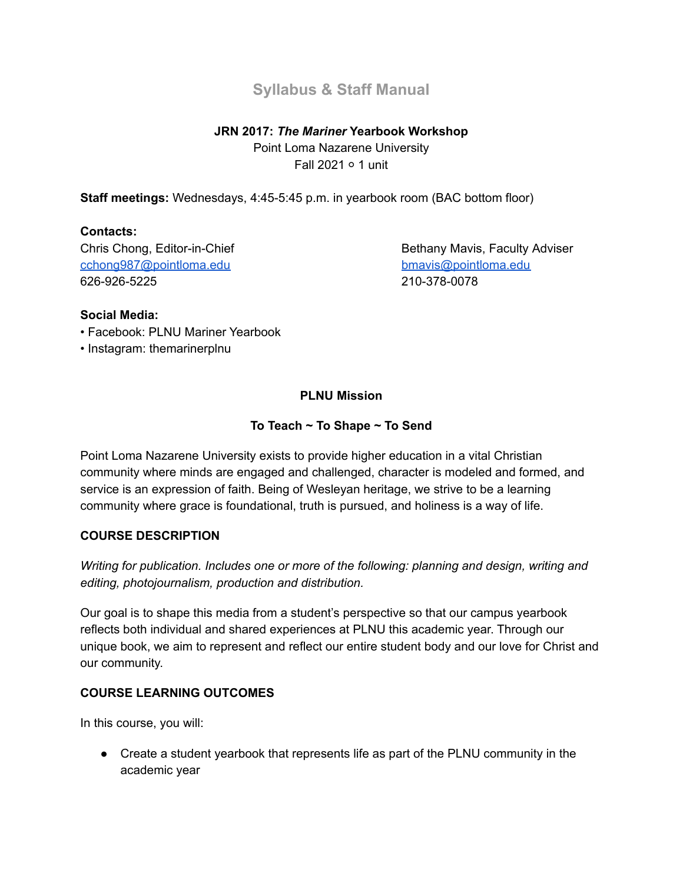# Syllabus & Staff Manual

**JRN 2017: *The Mariner* Yearbook Workshop**
Point Loma Nazarene University
Fall 2021 ◦ 1 unit

**Staff meetings:** Wednesdays, 4:45-5:45 p.m. in yearbook room (BAC bottom floor)

**Contacts:**

Chris Chong, Editor-in-Chief
[cchong987@pointloma.edu](mailto:cchong987@pointloma.edu)
626-926-5225

Bethany Mavis, Faculty Adviser
[bmavis@pointloma.edu](mailto:bmavis@pointloma.edu)
210-378-0078

**Social Media:**
• Facebook: PLNU Mariner Yearbook
• Instagram: themarinerplnu

**PLNU Mission**

**To Teach ~ To Shape ~ To Send**

Point Loma Nazarene University exists to provide higher education in a vital Christian community where minds are engaged and challenged, character is modeled and formed, and service is an expression of faith. Being of Wesleyan heritage, we strive to be a learning community where grace is foundational, truth is pursued, and holiness is a way of life.

**COURSE DESCRIPTION**

*Writing for publication. Includes one or more of the following: planning and design, writing and editing, photojournalism, production and distribution.*

Our goal is to shape this media from a student's perspective so that our campus yearbook reflects both individual and shared experiences at PLNU this academic year. Through our unique book, we aim to represent and reflect our entire student body and our love for Christ and our community.

**COURSE LEARNING OUTCOMES**

In this course, you will:

- Create a student yearbook that represents life as part of the PLNU community in the academic year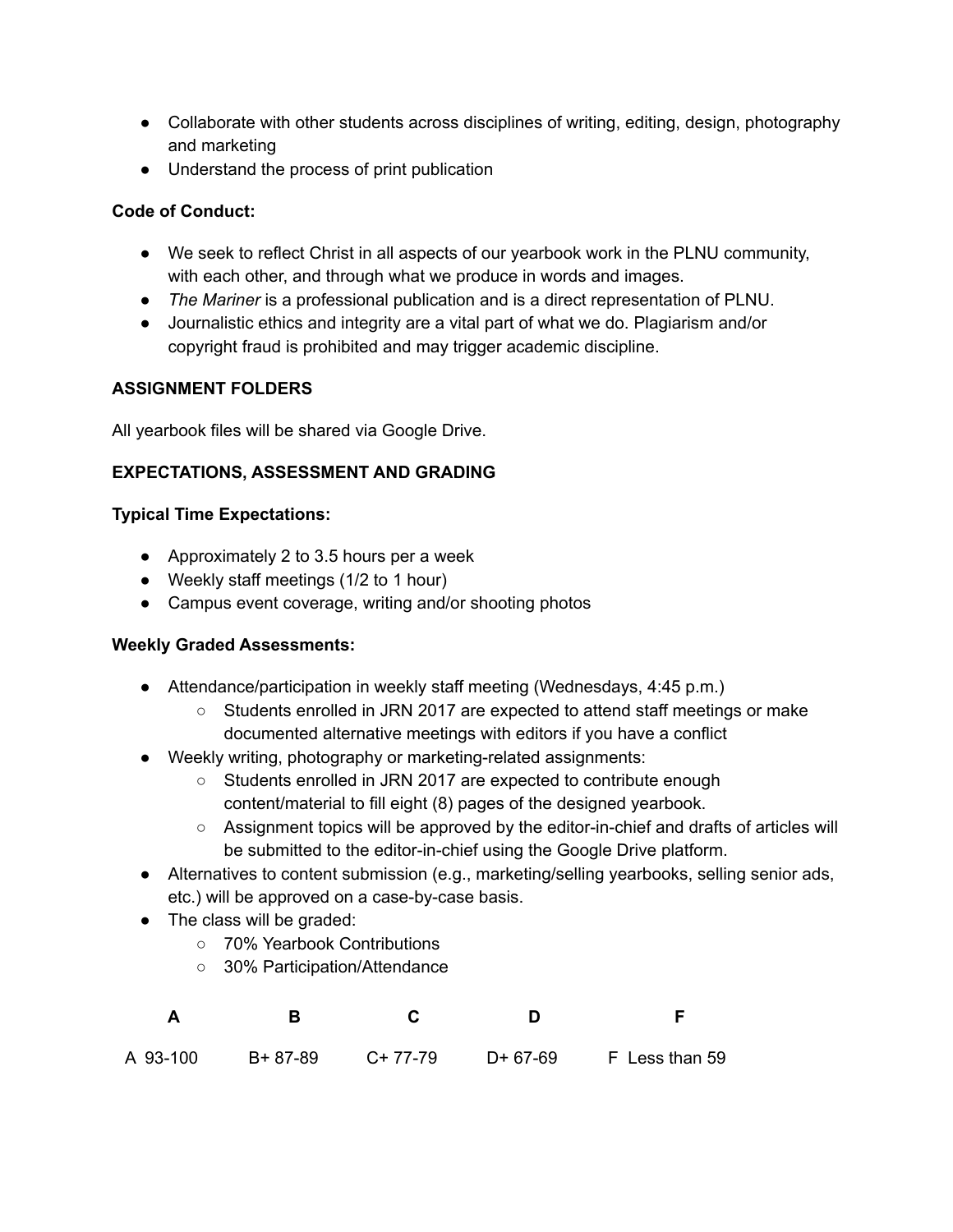- Collaborate with other students across disciplines of writing, editing, design, photography and marketing
- Understand the process of print publication

**Code of Conduct:**

- We seek to reflect Christ in all aspects of our yearbook work in the PLNU community, with each other, and through what we produce in words and images.
- *The Mariner* is a professional publication and is a direct representation of PLNU.
- Journalistic ethics and integrity are a vital part of what we do. Plagiarism and/or copyright fraud is prohibited and may trigger academic discipline.

**ASSIGNMENT FOLDERS**

All yearbook files will be shared via Google Drive.

**EXPECTATIONS, ASSESSMENT AND GRADING**

**Typical Time Expectations:**

- Approximately 2 to 3.5 hours per a week
- Weekly staff meetings (1/2 to 1 hour)
- Campus event coverage, writing and/or shooting photos

**Weekly Graded Assessments:**

- Attendance/participation in weekly staff meeting (Wednesdays, 4:45 p.m.)
  - Students enrolled in JRN 2017 are expected to attend staff meetings or make documented alternative meetings with editors if you have a conflict
- Weekly writing, photography or marketing-related assignments:
  - Students enrolled in JRN 2017 are expected to contribute enough content/material to fill eight (8) pages of the designed yearbook.
  - Assignment topics will be approved by the editor-in-chief and drafts of articles will be submitted to the editor-in-chief using the Google Drive platform.
- Alternatives to content submission (e.g., marketing/selling yearbooks, selling senior ads, etc.) will be approved on a case-by-case basis.
- The class will be graded:
  - 70% Yearbook Contributions
  - 30% Participation/Attendance

| A | B | C | D | F |
|---|---|---|---|---|
| A 93-100 | B+ 87-89 | C+ 77-79 | D+ 67-69 | F Less than 59 |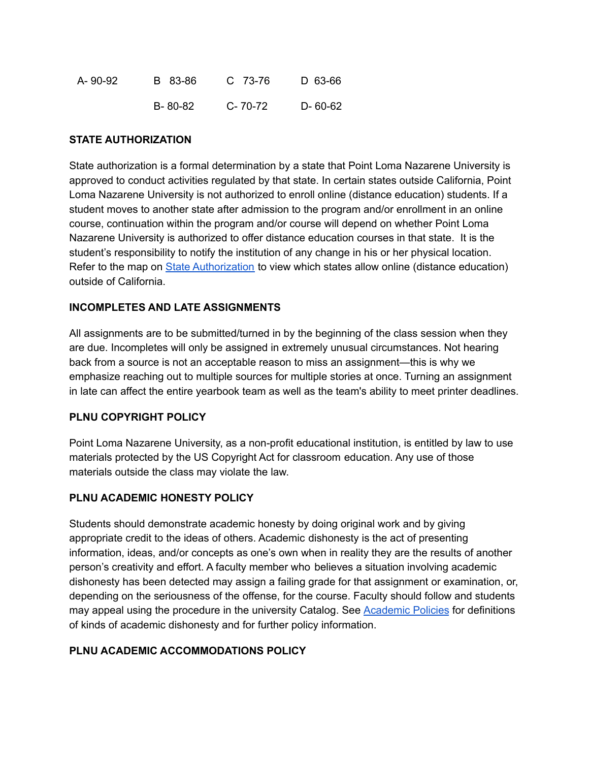| | | | |
|---|---|---|---|
| A- 90-92 | B 83-86 | C 73-76 | D 63-66 |
| | B- 80-82 | C- 70-72 | D- 60-62 |

**STATE AUTHORIZATION**

State authorization is a formal determination by a state that Point Loma Nazarene University is approved to conduct activities regulated by that state. In certain states outside California, Point Loma Nazarene University is not authorized to enroll online (distance education) students. If a student moves to another state after admission to the program and/or enrollment in an online course, continuation within the program and/or course will depend on whether Point Loma Nazarene University is authorized to offer distance education courses in that state. It is the student's responsibility to notify the institution of any change in his or her physical location. Refer to the map on [State Authorization]() to view which states allow online (distance education) outside of California.

**INCOMPLETES AND LATE ASSIGNMENTS**

All assignments are to be submitted/turned in by the beginning of the class session when they are due. Incompletes will only be assigned in extremely unusual circumstances. Not hearing back from a source is not an acceptable reason to miss an assignment—this is why we emphasize reaching out to multiple sources for multiple stories at once. Turning an assignment in late can affect the entire yearbook team as well as the team's ability to meet printer deadlines.

**PLNU COPYRIGHT POLICY**

Point Loma Nazarene University, as a non-profit educational institution, is entitled by law to use materials protected by the US Copyright Act for classroom education. Any use of those materials outside the class may violate the law.

**PLNU ACADEMIC HONESTY POLICY**

Students should demonstrate academic honesty by doing original work and by giving appropriate credit to the ideas of others. Academic dishonesty is the act of presenting information, ideas, and/or concepts as one's own when in reality they are the results of another person's creativity and effort. A faculty member who believes a situation involving academic dishonesty has been detected may assign a failing grade for that assignment or examination, or, depending on the seriousness of the offense, for the course. Faculty should follow and students may appeal using the procedure in the university Catalog. See [Academic Policies]() for definitions of kinds of academic dishonesty and for further policy information.

**PLNU ACADEMIC ACCOMMODATIONS POLICY**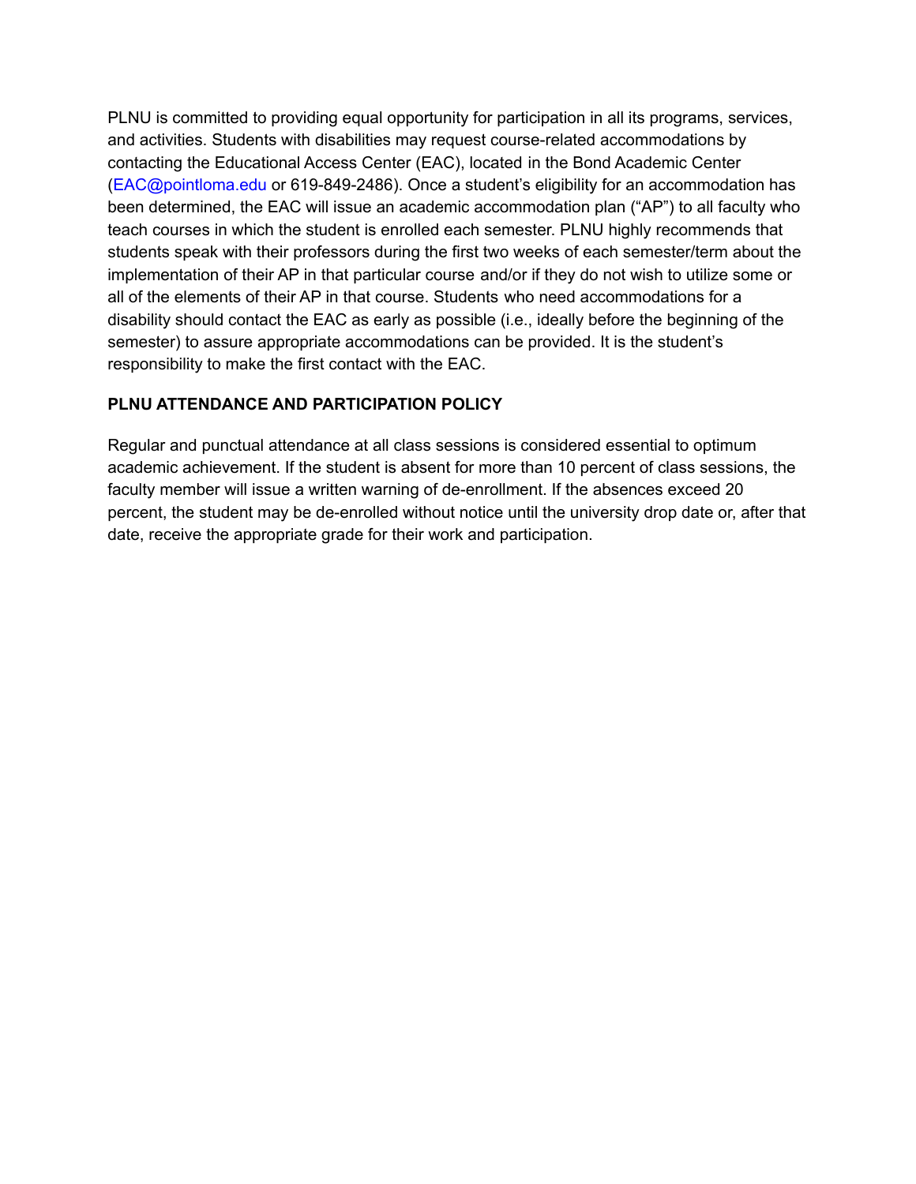PLNU is committed to providing equal opportunity for participation in all its programs, services, and activities. Students with disabilities may request course-related accommodations by contacting the Educational Access Center (EAC), located in the Bond Academic Center (EAC@pointloma.edu or 619-849-2486). Once a student's eligibility for an accommodation has been determined, the EAC will issue an academic accommodation plan ("AP") to all faculty who teach courses in which the student is enrolled each semester. PLNU highly recommends that students speak with their professors during the first two weeks of each semester/term about the implementation of their AP in that particular course and/or if they do not wish to utilize some or all of the elements of their AP in that course. Students who need accommodations for a disability should contact the EAC as early as possible (i.e., ideally before the beginning of the semester) to assure appropriate accommodations can be provided. It is the student's responsibility to make the first contact with the EAC.

**PLNU ATTENDANCE AND PARTICIPATION POLICY**

Regular and punctual attendance at all class sessions is considered essential to optimum academic achievement. If the student is absent for more than 10 percent of class sessions, the faculty member will issue a written warning of de-enrollment. If the absences exceed 20 percent, the student may be de-enrolled without notice until the university drop date or, after that date, receive the appropriate grade for their work and participation.